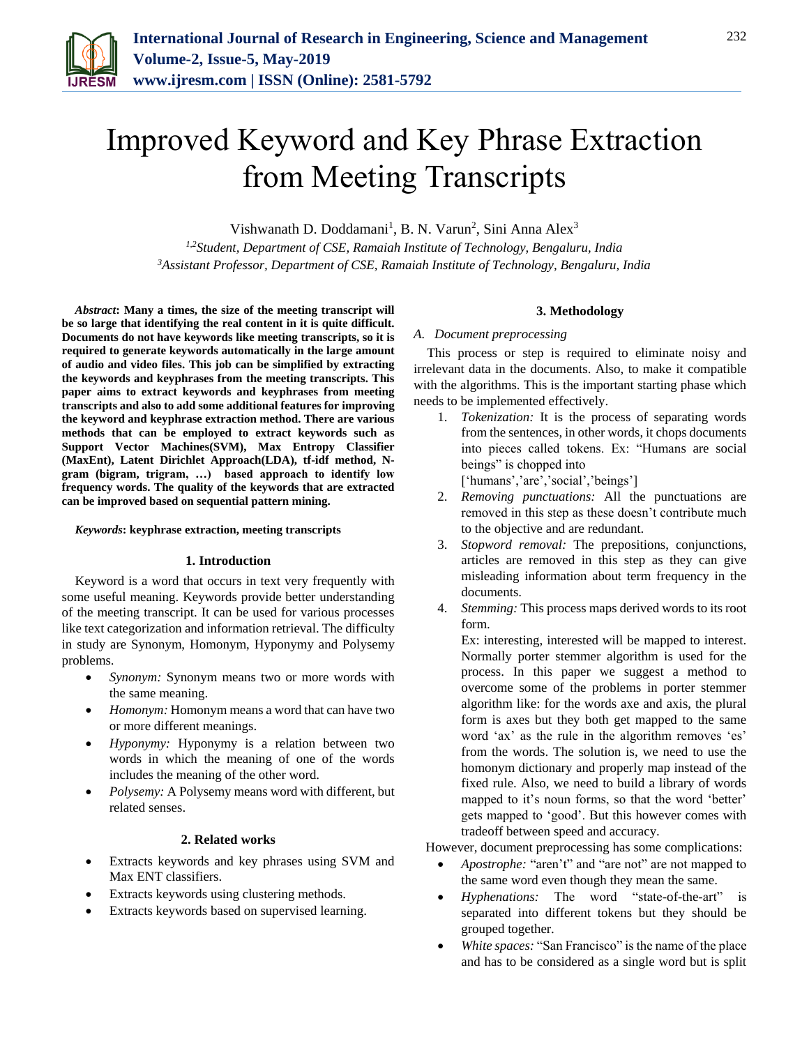# Improved Keyword and Key Phrase Extraction from Meeting Transcripts

Vishwanath D. Doddamani[1], B. N. Varun[2], Sini Anna Alex[3]

[1,2]*Student, Department of CSE, Ramaiah Institute of Technology, Bengaluru, India*
[3]*Assistant Professor, Department of CSE, Ramaiah Institute of Technology, Bengaluru, India*

***Abstract*: Many a times, the size of the meeting transcript will be so large that identifying the real content in it is quite difficult. Documents do not have keywords like meeting transcripts, so it is required to generate keywords automatically in the large amount of audio and video files. This job can be simplified by extracting the keywords and keyphrases from the meeting transcripts. This paper aims to extract keywords and keyphrases from meeting transcripts and also to add some additional features for improving the keyword and keyphrase extraction method. There are various methods that can be employed to extract keywords such as Support Vector Machines(SVM), Max Entropy Classifier (MaxEnt), Latent Dirichlet Approach(LDA), tf-idf method, N-gram (bigram, trigram, …) based approach to identify low frequency words. The quality of the keywords that are extracted can be improved based on sequential pattern mining.**

***Keywords*: keyphrase extraction, meeting transcripts**

## 1. Introduction

Keyword is a word that occurs in text very frequently with some useful meaning. Keywords provide better understanding of the meeting transcript. It can be used for various processes like text categorization and information retrieval. The difficulty in study are Synonym, Homonym, Hyponymy and Polysemy problems.

- *Synonym:* Synonym means two or more words with the same meaning.
- *Homonym:* Homonym means a word that can have two or more different meanings.
- *Hyponymy:* Hyponymy is a relation between two words in which the meaning of one of the words includes the meaning of the other word.
- *Polysemy:* A Polysemy means word with different, but related senses.

## 2. Related works

- Extracts keywords and key phrases using SVM and Max ENT classifiers.
- Extracts keywords using clustering methods.
- Extracts keywords based on supervised learning.

## 3. Methodology

### A. Document preprocessing

This process or step is required to eliminate noisy and irrelevant data in the documents. Also, to make it compatible with the algorithms. This is the important starting phase which needs to be implemented effectively.

1. *Tokenization:* It is the process of separating words from the sentences, in other words, it chops documents into pieces called tokens. Ex: "Humans are social beings" is chopped into ['humans','are','social','beings']
2. *Removing punctuations:* All the punctuations are removed in this step as these doesn't contribute much to the objective and are redundant.
3. *Stopword removal:* The prepositions, conjunctions, articles are removed in this step as they can give misleading information about term frequency in the documents.
4. *Stemming:* This process maps derived words to its root form.

   Ex: interesting, interested will be mapped to interest. Normally porter stemmer algorithm is used for the process. In this paper we suggest a method to overcome some of the problems in porter stemmer algorithm like: for the words axe and axis, the plural form is axes but they both get mapped to the same word 'ax' as the rule in the algorithm removes 'es' from the words. The solution is, we need to use the homonym dictionary and properly map instead of the fixed rule. Also, we need to build a library of words mapped to it's noun forms, so that the word 'better' gets mapped to 'good'. But this however comes with tradeoff between speed and accuracy.

However, document preprocessing has some complications:

- *Apostrophe:* "aren't" and "are not" are not mapped to the same word even though they mean the same.
- *Hyphenations:* The word "state-of-the-art" is separated into different tokens but they should be grouped together.
- *White spaces:* "San Francisco" is the name of the place and has to be considered as a single word but is split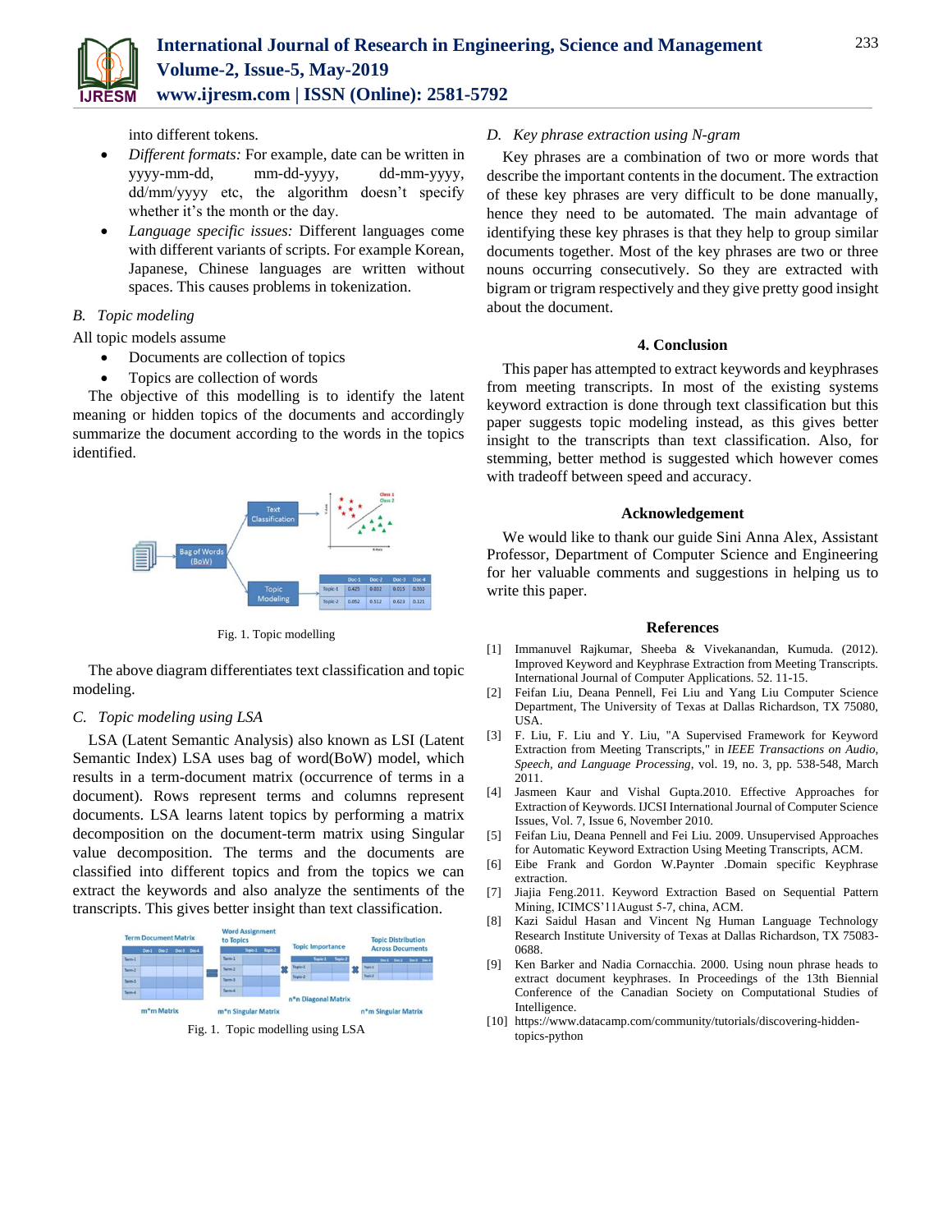into different tokens.

- *Different formats:* For example, date can be written in yyyy-mm-dd, mm-dd-yyyy, dd-mm-yyyy, dd/mm/yyyy etc, the algorithm doesn't specify whether it's the month or the day.
- *Language specific issues:* Different languages come with different variants of scripts. For example Korean, Japanese, Chinese languages are written without spaces. This causes problems in tokenization.

### B. Topic modeling

All topic models assume

- Documents are collection of topics
- Topics are collection of words

The objective of this modelling is to identify the latent meaning or hidden topics of the documents and accordingly summarize the document according to the words in the topics identified.

Text Classification

Bag of Words (BoW)

Topic Modeling

Class 1

Class 2

| | Doc-1 | Doc-2 | Doc-3 | Doc-4 |
|---|---|---|---|---|
| Topic-1 | 0.425 | 0.032 | 0.015 | 0.555 |
| Topic-2 | 0.052 | 0.512 | 0.623 | 0.121 |

Fig. 1. Topic modelling

The above diagram differentiates text classification and topic modeling.

### C. Topic modeling using LSA

LSA (Latent Semantic Analysis) also known as LSI (Latent Semantic Index) LSA uses bag of word(BoW) model, which results in a term-document matrix (occurrence of terms in a document). Rows represent terms and columns represent documents. LSA learns latent topics by performing a matrix decomposition on the document-term matrix using Singular value decomposition. The terms and the documents are classified into different topics and from the topics we can extract the keywords and also analyze the sentiments of the transcripts. This gives better insight than text classification.

Term Document Matrix

Word Assignment to Topics

Topic Importance

Topic Distribution Across Documents

m*m Matrix

m*n Singular Matrix

n*n Diagonal Matrix

n*m Singular Matrix

Fig. 1. Topic modelling using LSA

### D. Key phrase extraction using N-gram

Key phrases are a combination of two or more words that describe the important contents in the document. The extraction of these key phrases are very difficult to be done manually, hence they need to be automated. The main advantage of identifying these key phrases is that they help to group similar documents together. Most of the key phrases are two or three nouns occurring consecutively. So they are extracted with bigram or trigram respectively and they give pretty good insight about the document.

## 4. Conclusion

This paper has attempted to extract keywords and keyphrases from meeting transcripts. In most of the existing systems keyword extraction is done through text classification but this paper suggests topic modeling instead, as this gives better insight to the transcripts than text classification. Also, for stemming, better method is suggested which however comes with tradeoff between speed and accuracy.

## Acknowledgement

We would like to thank our guide Sini Anna Alex, Assistant Professor, Department of Computer Science and Engineering for her valuable comments and suggestions in helping us to write this paper.

## References

[1] Immanuvel Rajkumar, Sheeba & Vivekanandan, Kumuda. (2012). Improved Keyword and Keyphrase Extraction from Meeting Transcripts. International Journal of Computer Applications. 52. 11-15.

[2] Feifan Liu, Deana Pennell, Fei Liu and Yang Liu Computer Science Department, The University of Texas at Dallas Richardson, TX 75080, USA.

[3] F. Liu, F. Liu and Y. Liu, "A Supervised Framework for Keyword Extraction from Meeting Transcripts," in *IEEE Transactions on Audio, Speech, and Language Processing*, vol. 19, no. 3, pp. 538-548, March 2011.

[4] Jasmeen Kaur and Vishal Gupta.2010. Effective Approaches for Extraction of Keywords. IJCSI International Journal of Computer Science Issues, Vol. 7, Issue 6, November 2010.

[5] Feifan Liu, Deana Pennell and Fei Liu. 2009. Unsupervised Approaches for Automatic Keyword Extraction Using Meeting Transcripts, ACM.

[6] Eibe Frank and Gordon W.Paynter .Domain specific Keyphrase extraction.

[7] Jiajia Feng.2011. Keyword Extraction Based on Sequential Pattern Mining, ICIMCS'11August 5-7, china, ACM.

[8] Kazi Saidul Hasan and Vincent Ng Human Language Technology Research Institute University of Texas at Dallas Richardson, TX 75083-0688.

[9] Ken Barker and Nadia Cornacchia. 2000. Using noun phrase heads to extract document keyphrases. In Proceedings of the 13th Biennial Conference of the Canadian Society on Computational Studies of Intelligence.

[10] https://www.datacamp.com/community/tutorials/discovering-hidden-topics-python